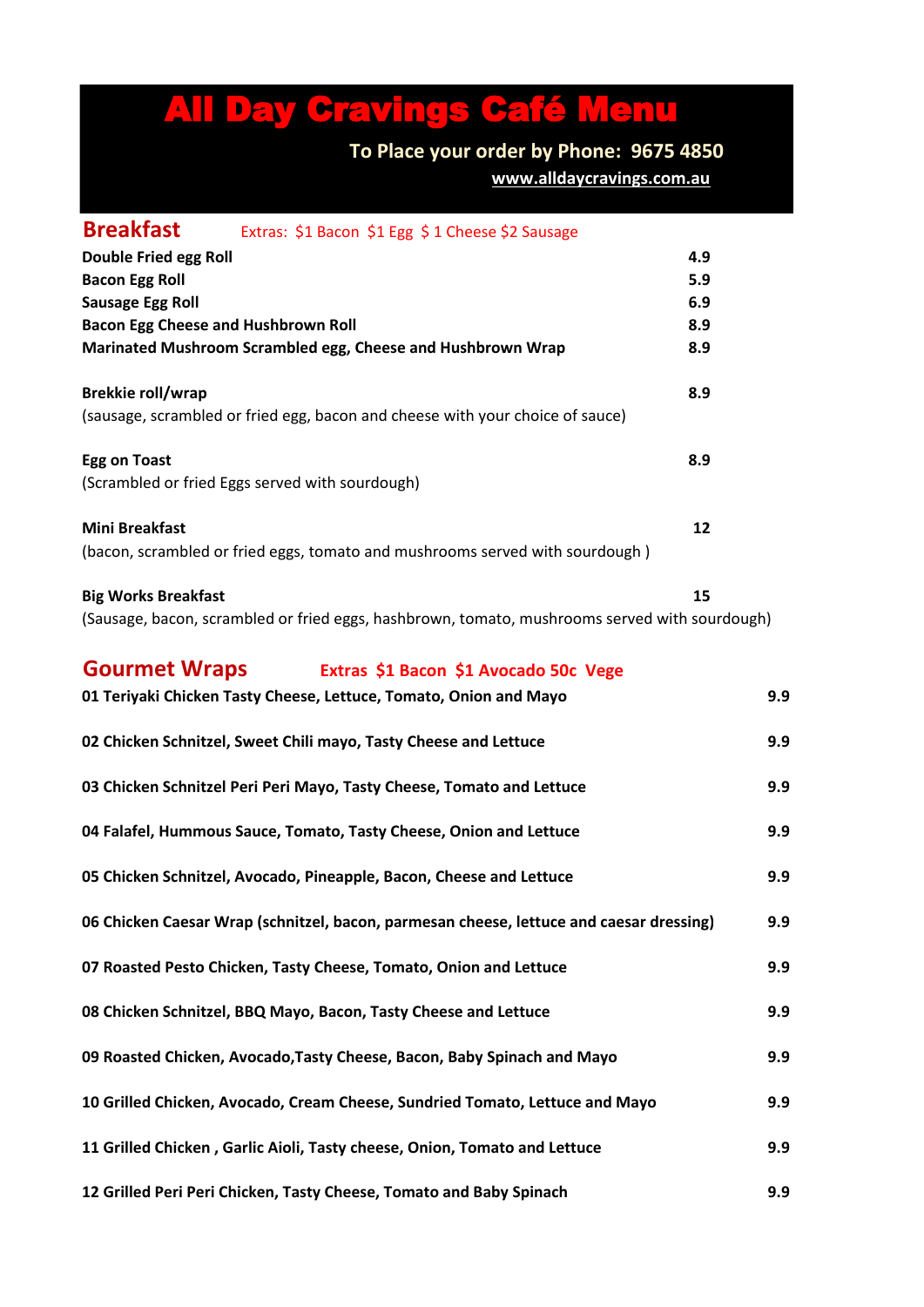# All Day Cravings Café Menu

**To Place your order by Phone: 9675 4850**

**www.alldaycravings.com.au**

## Breakfast

Extras: $1 Bacon $1 Egg $ 1 Cheese $2 Sausage

| Item | Price |
|---|---|
| **Double Fried egg Roll** | **4.9** |
| **Bacon Egg Roll** | **5.9** |
| **Sausage Egg Roll** | **6.9** |
| **Bacon Egg Cheese and Hushbrown Roll** | **8.9** |
| **Marinated Mushroom Scrambled egg, Cheese and Hushbrown Wrap** | **8.9** |

**Brekkie roll/wrap** **8.9**

(sausage, scrambled or fried egg, bacon and cheese with your choice of sauce)

**Egg on Toast** **8.9**

(Scrambled or fried Eggs served with sourdough)

**Mini Breakfast** **12**

(bacon, scrambled or fried eggs, tomato and mushrooms served with sourdough )

**Big Works Breakfast** **15**

(Sausage, bacon, scrambled or fried eggs, hashbrown, tomato, mushrooms served with sourdough)

## Gourmet Wraps

**Extras $1 Bacon $1 Avocado 50c Vege**

| Item | Price |
|---|---|
| **01 Teriyaki Chicken Tasty Cheese, Lettuce, Tomato, Onion and Mayo** | **9.9** |
| **02 Chicken Schnitzel, Sweet Chili mayo, Tasty Cheese and Lettuce** | **9.9** |
| **03 Chicken Schnitzel Peri Peri Mayo, Tasty Cheese, Tomato and Lettuce** | **9.9** |
| **04 Falafel, Hummous Sauce, Tomato, Tasty Cheese, Onion and Lettuce** | **9.9** |
| **05 Chicken Schnitzel, Avocado, Pineapple, Bacon, Cheese and Lettuce** | **9.9** |
| **06 Chicken Caesar Wrap (schnitzel, bacon, parmesan cheese, lettuce and caesar dressing)** | **9.9** |
| **07 Roasted Pesto Chicken, Tasty Cheese, Tomato, Onion and Lettuce** | **9.9** |
| **08 Chicken Schnitzel, BBQ Mayo, Bacon, Tasty Cheese and Lettuce** | **9.9** |
| **09 Roasted Chicken, Avocado,Tasty Cheese, Bacon, Baby Spinach and Mayo** | **9.9** |
| **10 Grilled Chicken, Avocado, Cream Cheese, Sundried Tomato, Lettuce and Mayo** | **9.9** |
| **11 Grilled Chicken , Garlic Aioli, Tasty cheese, Onion, Tomato and Lettuce** | **9.9** |
| **12 Grilled Peri Peri Chicken, Tasty Cheese, Tomato and Baby Spinach** | **9.9** |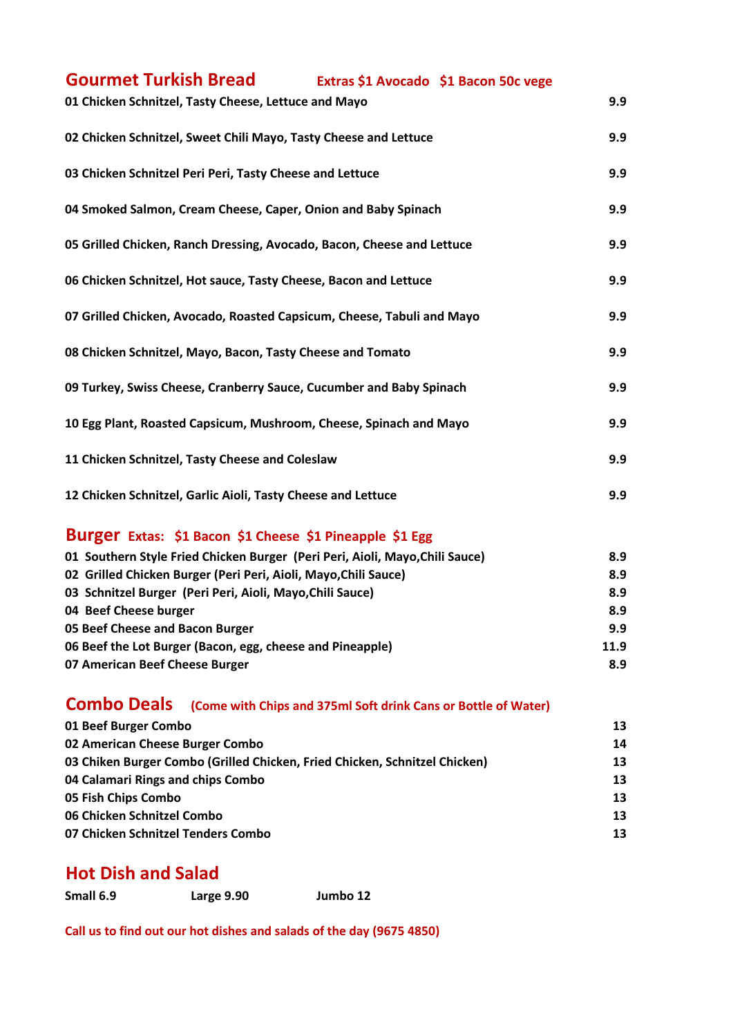## Gourmet Turkish Bread

**Extras $1 Avocado $1 Bacon 50c vege**

| | |
|---|---|
| 01 Chicken Schnitzel, Tasty Cheese, Lettuce and Mayo | 9.9 |
| 02 Chicken Schnitzel, Sweet Chili Mayo, Tasty Cheese and Lettuce | 9.9 |
| 03 Chicken Schnitzel Peri Peri, Tasty Cheese and Lettuce | 9.9 |
| 04 Smoked Salmon, Cream Cheese, Caper, Onion and Baby Spinach | 9.9 |
| 05 Grilled Chicken, Ranch Dressing, Avocado, Bacon, Cheese and Lettuce | 9.9 |
| 06 Chicken Schnitzel, Hot sauce, Tasty Cheese, Bacon and Lettuce | 9.9 |
| 07 Grilled Chicken, Avocado, Roasted Capsicum, Cheese, Tabuli and Mayo | 9.9 |
| 08 Chicken Schnitzel, Mayo, Bacon, Tasty Cheese and Tomato | 9.9 |
| 09 Turkey, Swiss Cheese, Cranberry Sauce, Cucumber and Baby Spinach | 9.9 |
| 10 Egg Plant, Roasted Capsicum, Mushroom, Cheese, Spinach and Mayo | 9.9 |
| 11 Chicken Schnitzel, Tasty Cheese and Coleslaw | 9.9 |
| 12 Chicken Schnitzel, Garlic Aioli, Tasty Cheese and Lettuce | 9.9 |

## Burger

**Extas: $1 Bacon $1 Cheese $1 Pineapple $1 Egg**

| | |
|---|---|
| 01 Southern Style Fried Chicken Burger (Peri Peri, Aioli, Mayo,Chili Sauce) | 8.9 |
| 02 Grilled Chicken Burger (Peri Peri, Aioli, Mayo,Chili Sauce) | 8.9 |
| 03 Schnitzel Burger (Peri Peri, Aioli, Mayo,Chili Sauce) | 8.9 |
| 04 Beef Cheese burger | 8.9 |
| 05 Beef Cheese and Bacon Burger | 9.9 |
| 06 Beef the Lot Burger (Bacon, egg, cheese and Pineapple) | 11.9 |
| 07 American Beef Cheese Burger | 8.9 |

## Combo Deals

**(Come with Chips and 375ml Soft drink Cans or Bottle of Water)**

| | |
|---|---|
| 01 Beef Burger Combo | 13 |
| 02 American Cheese Burger Combo | 14 |
| 03 Chiken Burger Combo (Grilled Chicken, Fried Chicken, Schnitzel Chicken) | 13 |
| 04 Calamari Rings and chips Combo | 13 |
| 05 Fish Chips Combo | 13 |
| 06 Chicken Schnitzel Combo | 13 |
| 07 Chicken Schnitzel Tenders Combo | 13 |

## Hot Dish and Salad

**Small 6.9** **Large 9.90** **Jumbo 12**

**Call us to find out our hot dishes and salads of the day (9675 4850)**